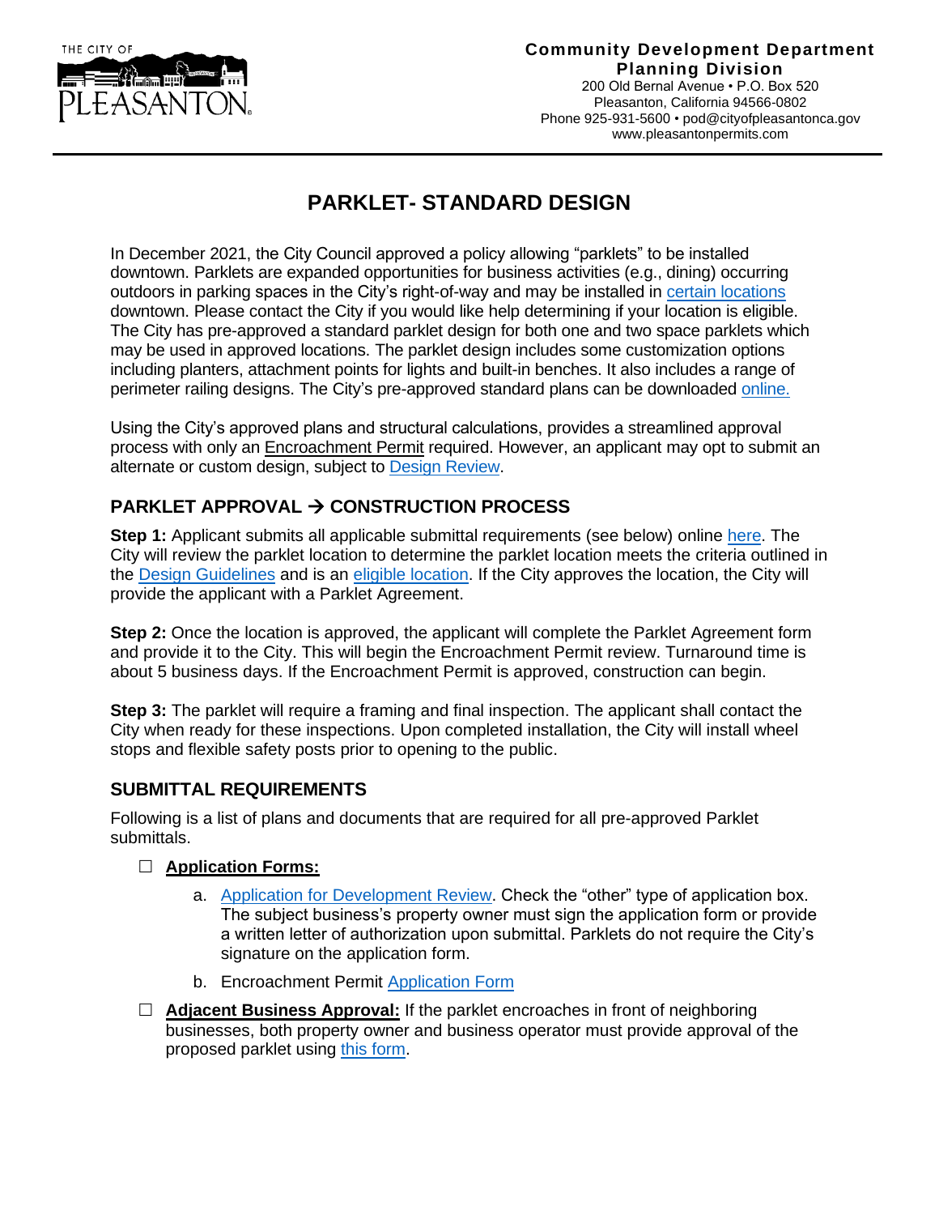THE CITY OF PLEASANTON

**Community Development Department**
**Planning Division**
200 Old Bernal Avenue • P.O. Box 520
Pleasanton, California 94566-0802
Phone 925-931-5600 • pod@cityofpleasantonca.gov
www.pleasantonpermits.com

# PARKLET- STANDARD DESIGN

In December 2021, the City Council approved a policy allowing "parklets" to be installed downtown. Parklets are expanded opportunities for business activities (e.g., dining) occurring outdoors in parking spaces in the City's right-of-way and may be installed in certain locations downtown. Please contact the City if you would like help determining if your location is eligible. The City has pre-approved a standard parklet design for both one and two space parklets which may be used in approved locations. The parklet design includes some customization options including planters, attachment points for lights and built-in benches. It also includes a range of perimeter railing designs. The City's pre-approved standard plans can be downloaded online.

Using the City's approved plans and structural calculations, provides a streamlined approval process with only an Encroachment Permit required. However, an applicant may opt to submit an alternate or custom design, subject to Design Review.

## PARKLET APPROVAL → CONSTRUCTION PROCESS

**Step 1:** Applicant submits all applicable submittal requirements (see below) online here. The City will review the parklet location to determine the parklet location meets the criteria outlined in the Design Guidelines and is an eligible location. If the City approves the location, the City will provide the applicant with a Parklet Agreement.

**Step 2:** Once the location is approved, the applicant will complete the Parklet Agreement form and provide it to the City. This will begin the Encroachment Permit review. Turnaround time is about 5 business days. If the Encroachment Permit is approved, construction can begin.

**Step 3:** The parklet will require a framing and final inspection. The applicant shall contact the City when ready for these inspections. Upon completed installation, the City will install wheel stops and flexible safety posts prior to opening to the public.

## SUBMITTAL REQUIREMENTS

Following is a list of plans and documents that are required for all pre-approved Parklet submittals.

- ☐ **Application Forms:**
  a. Application for Development Review. Check the "other" type of application box. The subject business's property owner must sign the application form or provide a written letter of authorization upon submittal. Parklets do not require the City's signature on the application form.
  b. Encroachment Permit Application Form
- ☐ **Adjacent Business Approval:** If the parklet encroaches in front of neighboring businesses, both property owner and business operator must provide approval of the proposed parklet using this form.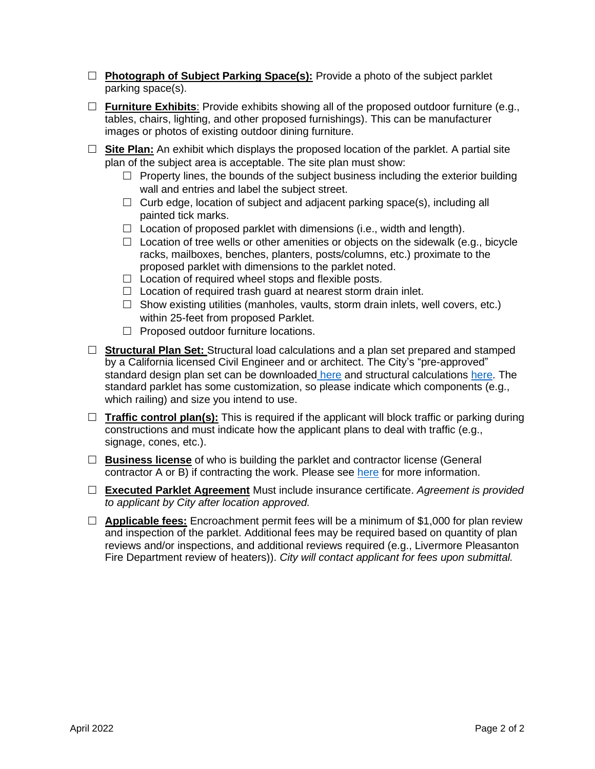- ☐ **Photograph of Subject Parking Space(s):** Provide a photo of the subject parklet parking space(s).
- ☐ **Furniture Exhibits**: Provide exhibits showing all of the proposed outdoor furniture (e.g., tables, chairs, lighting, and other proposed furnishings). This can be manufacturer images or photos of existing outdoor dining furniture.
- ☐ **Site Plan:** An exhibit which displays the proposed location of the parklet. A partial site plan of the subject area is acceptable. The site plan must show:
  - ☐ Property lines, the bounds of the subject business including the exterior building wall and entries and label the subject street.
  - ☐ Curb edge, location of subject and adjacent parking space(s), including all painted tick marks.
  - ☐ Location of proposed parklet with dimensions (i.e., width and length).
  - ☐ Location of tree wells or other amenities or objects on the sidewalk (e.g., bicycle racks, mailboxes, benches, planters, posts/columns, etc.) proximate to the proposed parklet with dimensions to the parklet noted.
  - ☐ Location of required wheel stops and flexible posts.
  - ☐ Location of required trash guard at nearest storm drain inlet.
  - ☐ Show existing utilities (manholes, vaults, storm drain inlets, well covers, etc.) within 25-feet from proposed Parklet.
  - ☐ Proposed outdoor furniture locations.
- ☐ **Structural Plan Set:** Structural load calculations and a plan set prepared and stamped by a California licensed Civil Engineer and or architect. The City's "pre-approved" standard design plan set can be downloaded here and structural calculations here. The standard parklet has some customization, so please indicate which components (e.g., which railing) and size you intend to use.
- ☐ **Traffic control plan(s):** This is required if the applicant will block traffic or parking during constructions and must indicate how the applicant plans to deal with traffic (e.g., signage, cones, etc.).
- ☐ **Business license** of who is building the parklet and contractor license (General contractor A or B) if contracting the work. Please see here for more information.
- ☐ **Executed Parklet Agreement** Must include insurance certificate. *Agreement is provided to applicant by City after location approved.*
- ☐ **Applicable fees:** Encroachment permit fees will be a minimum of $1,000 for plan review and inspection of the parklet. Additional fees may be required based on quantity of plan reviews and/or inspections, and additional reviews required (e.g., Livermore Pleasanton Fire Department review of heaters)). *City will contact applicant for fees upon submittal.*

April 2022